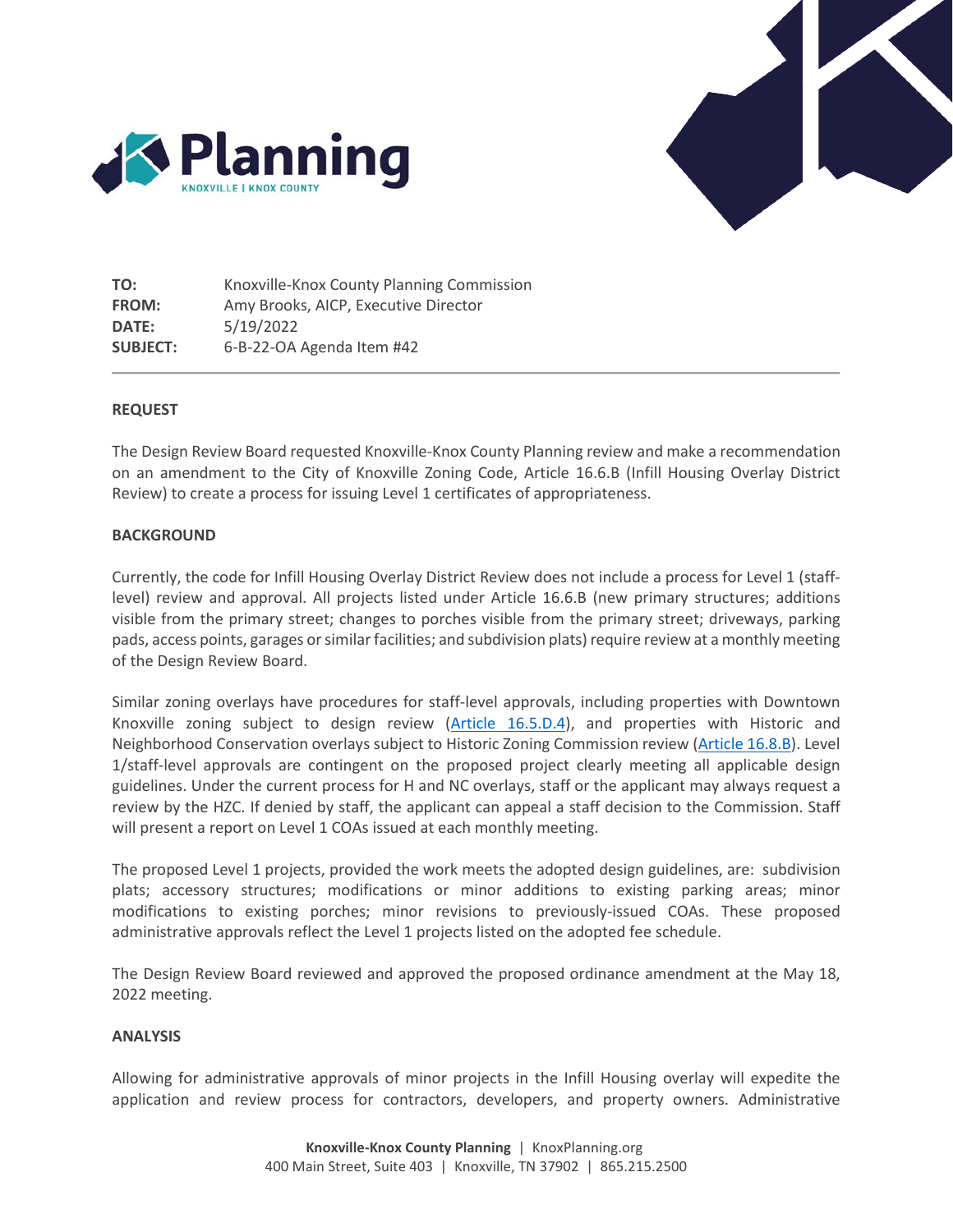| | |
|---|---|
| **TO:** | Knoxville-Knox County Planning Commission |
| **FROM:** | Amy Brooks, AICP, Executive Director |
| **DATE:** | 5/19/2022 |
| **SUBJECT:** | 6-B-22-OA Agenda Item #42 |

**REQUEST**

The Design Review Board requested Knoxville-Knox County Planning review and make a recommendation on an amendment to the City of Knoxville Zoning Code, Article 16.6.B (Infill Housing Overlay District Review) to create a process for issuing Level 1 certificates of appropriateness.

**BACKGROUND**

Currently, the code for Infill Housing Overlay District Review does not include a process for Level 1 (staff-level) review and approval. All projects listed under Article 16.6.B (new primary structures; additions visible from the primary street; changes to porches visible from the primary street; driveways, parking pads, access points, garages or similar facilities; and subdivision plats) require review at a monthly meeting of the Design Review Board.

Similar zoning overlays have procedures for staff-level approvals, including properties with Downtown Knoxville zoning subject to design review (Article 16.5.D.4), and properties with Historic and Neighborhood Conservation overlays subject to Historic Zoning Commission review (Article 16.8.B). Level 1/staff-level approvals are contingent on the proposed project clearly meeting all applicable design guidelines. Under the current process for H and NC overlays, staff or the applicant may always request a review by the HZC. If denied by staff, the applicant can appeal a staff decision to the Commission. Staff will present a report on Level 1 COAs issued at each monthly meeting.

The proposed Level 1 projects, provided the work meets the adopted design guidelines, are: subdivision plats; accessory structures; modifications or minor additions to existing parking areas; minor modifications to existing porches; minor revisions to previously-issued COAs. These proposed administrative approvals reflect the Level 1 projects listed on the adopted fee schedule.

The Design Review Board reviewed and approved the proposed ordinance amendment at the May 18, 2022 meeting.

**ANALYSIS**

Allowing for administrative approvals of minor projects in the Infill Housing overlay will expedite the application and review process for contractors, developers, and property owners. Administrative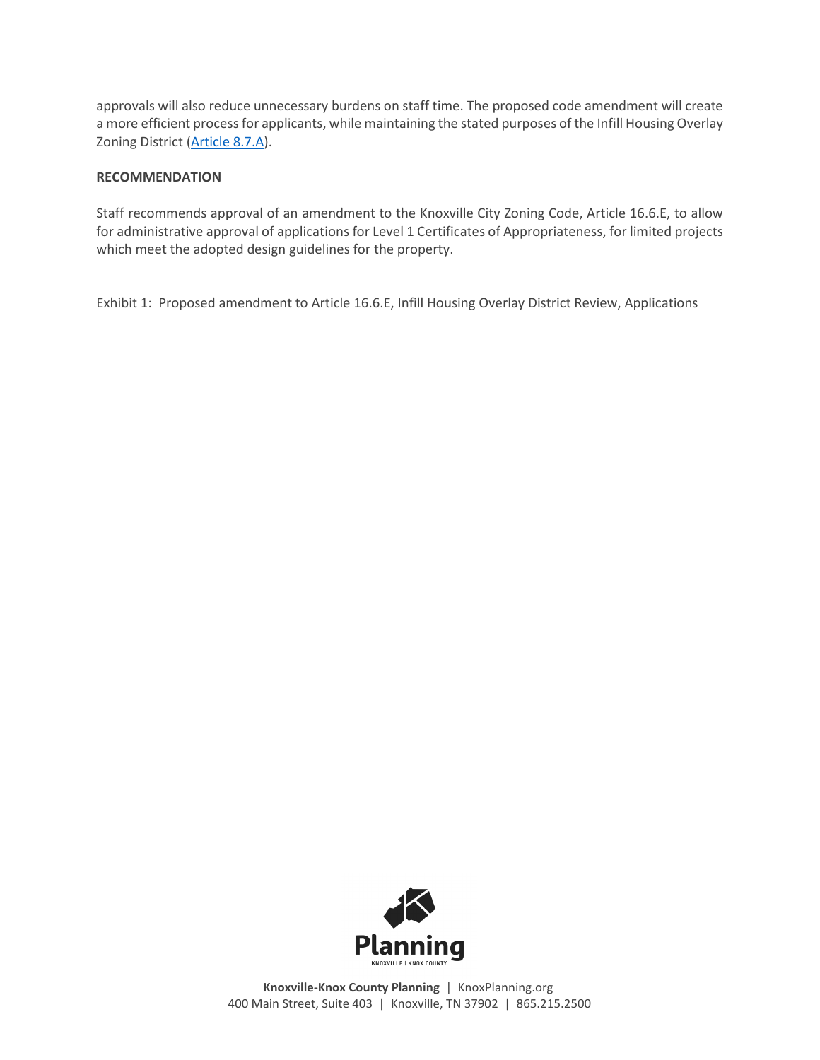approvals will also reduce unnecessary burdens on staff time. The proposed code amendment will create a more efficient process for applicants, while maintaining the stated purposes of the Infill Housing Overlay Zoning District (Article 8.7.A).

**RECOMMENDATION**

Staff recommends approval of an amendment to the Knoxville City Zoning Code, Article 16.6.E, to allow for administrative approval of applications for Level 1 Certificates of Appropriateness, for limited projects which meet the adopted design guidelines for the property.

Exhibit 1: Proposed amendment to Article 16.6.E, Infill Housing Overlay District Review, Applications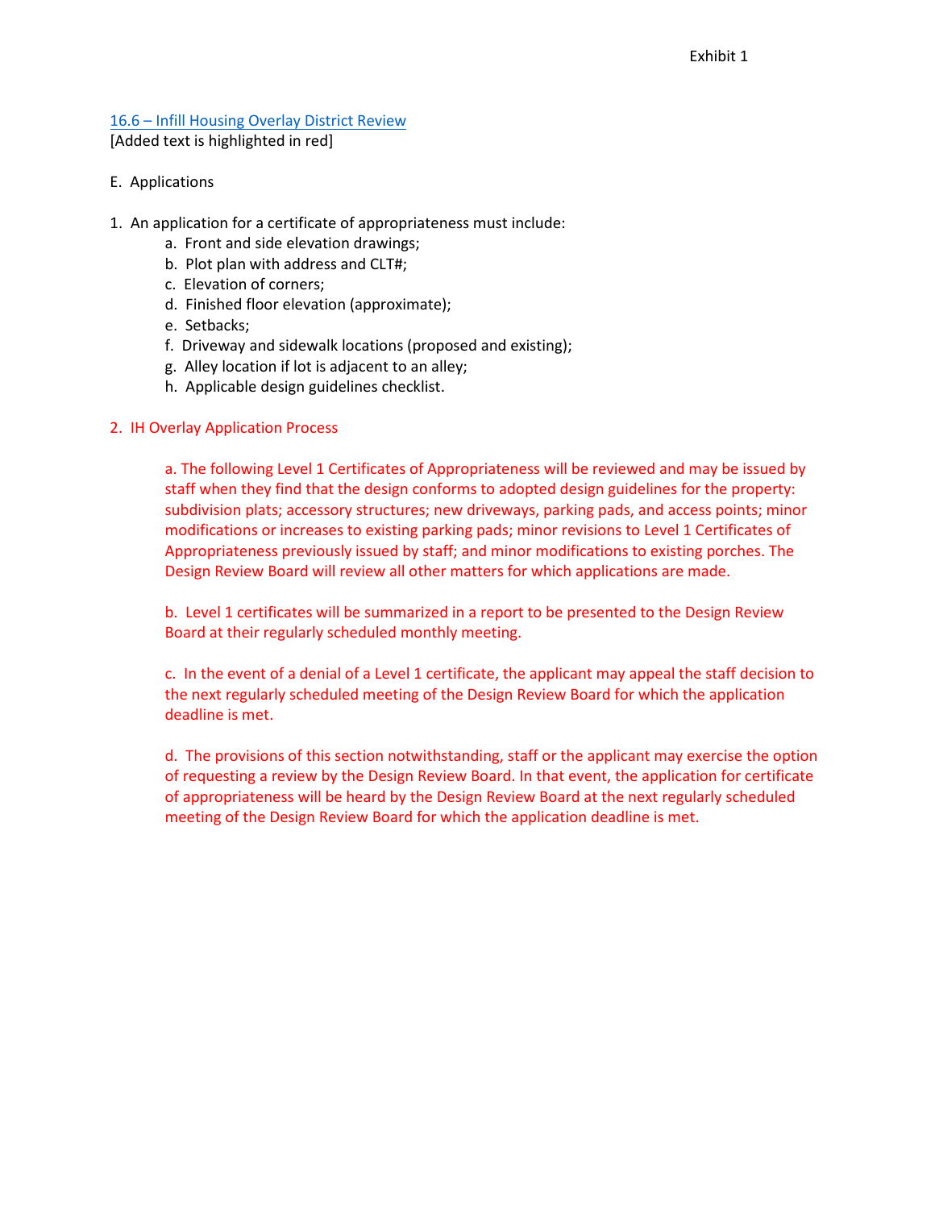Exhibit 1

16.6 – Infill Housing Overlay District Review
[Added text is highlighted in red]

E. Applications

1. An application for a certificate of appropriateness must include:
   a. Front and side elevation drawings;
   b. Plot plan with address and CLT#;
   c. Elevation of corners;
   d. Finished floor elevation (approximate);
   e. Setbacks;
   f. Driveway and sidewalk locations (proposed and existing);
   g. Alley location if lot is adjacent to an alley;
   h. Applicable design guidelines checklist.

2. IH Overlay Application Process

   a. The following Level 1 Certificates of Appropriateness will be reviewed and may be issued by staff when they find that the design conforms to adopted design guidelines for the property: subdivision plats; accessory structures; new driveways, parking pads, and access points; minor modifications or increases to existing parking pads; minor revisions to Level 1 Certificates of Appropriateness previously issued by staff; and minor modifications to existing porches. The Design Review Board will review all other matters for which applications are made.

   b. Level 1 certificates will be summarized in a report to be presented to the Design Review Board at their regularly scheduled monthly meeting.

   c. In the event of a denial of a Level 1 certificate, the applicant may appeal the staff decision to the next regularly scheduled meeting of the Design Review Board for which the application deadline is met.

   d. The provisions of this section notwithstanding, staff or the applicant may exercise the option of requesting a review by the Design Review Board. In that event, the application for certificate of appropriateness will be heard by the Design Review Board at the next regularly scheduled meeting of the Design Review Board for which the application deadline is met.